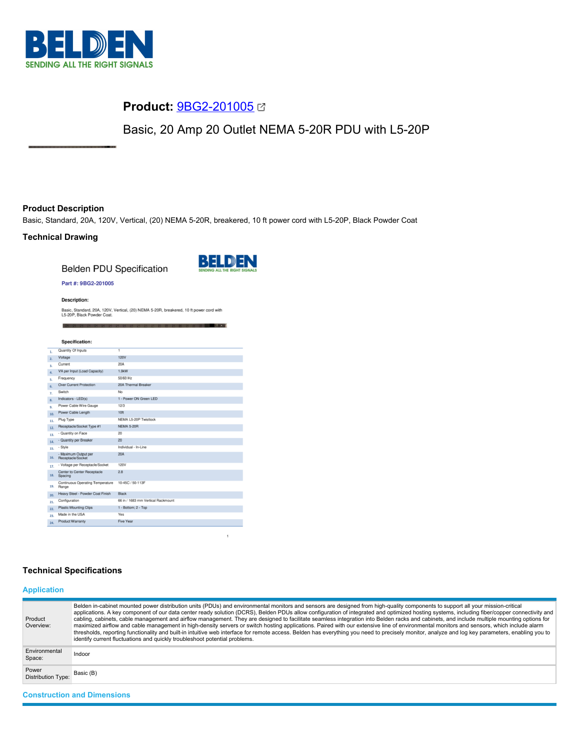# Product: 9BG2-201005

## Basic, 20 Amp 20 Outlet NEMA 5-20R PDU with L5-20P

### Product Description

Basic, Standard, 20A, 120V, Vertical, (20) NEMA 5-20R, breakered, 10 ft power cord with L5-20P, Black Powder Coat

### Technical Drawing

Belden PDU Specification

Part #: 9BG2-201005

**Description:**

Basic, Standard, 20A, 120V, Vertical, (20) NEMA 5-20R, breakered, 10 ft power cord with L5-20P, Black Powder Coat.

**Specification:**

| # | Specification | Value |
|---|---|---|
| 1. | Quantity Of Inputs | 1 |
| 2. | Voltage | 120V |
| 3. | Current | 20A |
| 4. | VA per Input (Load Capacity) | 1.9kW |
| 5. | Frequency | 50/60 Hz |
| 6. | Over Current Protection | 20A Thermal Breaker |
| 7. | Switch | No |
| 8. | Indicators - LED(s) | 1 - Power ON Green LED |
| 9. | Power Cable Wire Gauge | 12/3 |
| 10. | Power Cable Length | 10ft |
| 11. | Plug Type | NEMA L5-20P Twistlock |
| 12. | Receptacle/Socket Type #1 | NEMA 5-20R |
| 13. | - Quantity on Face | 20 |
| 14. | - Quantity per Breaker | 20 |
| 15. | - Style | Individual - In-Line |
| 16. | - Maximum Output per Receptacle/Socket | 20A |
| 17. | - Voltage per Receptacle/Socket | 120V |
| 18. | Center to Center Receptacle Spacing | 2.8 |
| 19. | Continuous Operating Temperature Range | 10-45C / 50-113F |
| 20. | Heavy Steel - Powder Coat Finish | Black |
| 21. | Configuration | 66 in / 1683 mm Vertical Rackmount |
| 22. | Plastic Mounting Clips | 1 - Bottom; 2 - Top |
| 23. | Made in the USA | Yes |
| 24. | Product Warranty | Five Year |

### Technical Specifications

#### Application

| | |
|---|---|
| Product Overview: | Belden in-cabinet mounted power distribution units (PDUs) and environmental monitors and sensors are designed from high-quality components to support all your mission-critical applications. A key component of our data center ready solution (DCRS), Belden PDUs allow configuration of integrated and optimized hosting systems, including fiber/copper connectivity and cabling, cabinets, cable management and airflow management. They are designed to facilitate seamless integration into Belden racks and cabinets, and include multiple mounting options for maximized airflow and cable management in high-density servers or switch hosting applications. Paired with our extensive line of environmental monitors and sensors, which include alarm thresholds, reporting functionality and built-in intuitive web interface for remote access. Belden has everything you need to precisely monitor, analyze and log key parameters, enabling you to identify current fluctuations and quickly troubleshoot potential problems. |
| Environmental Space: | Indoor |
| Power Distribution Type: | Basic (B) |

#### Construction and Dimensions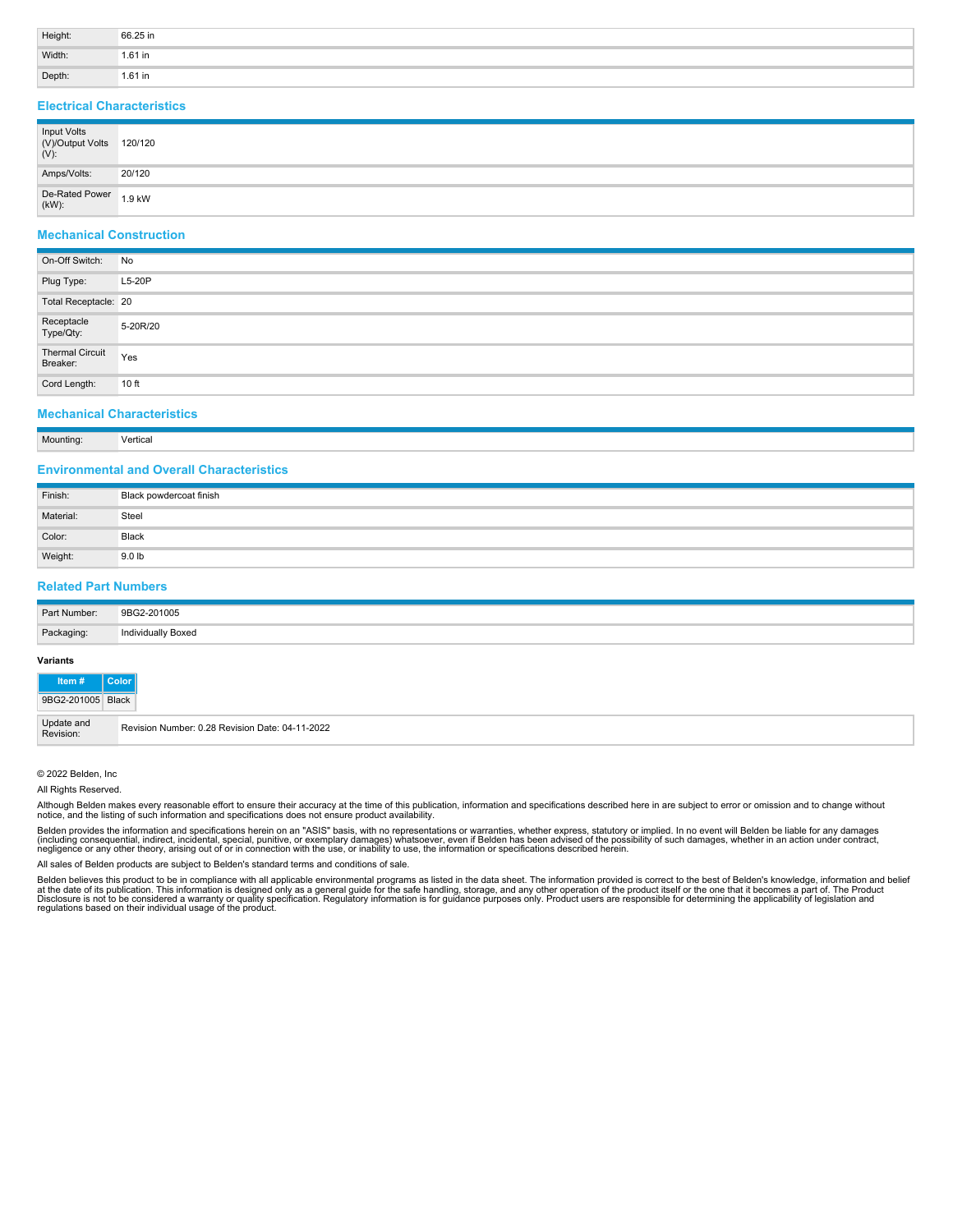| | |
|---|---|
| Height: | 66.25 in |
| Width: | 1.61 in |
| Depth: | 1.61 in |

## Electrical Characteristics

| | |
|---|---|
| Input Volts (V)/Output Volts (V): | 120/120 |
| Amps/Volts: | 20/120 |
| De-Rated Power (kW): | 1.9 kW |

## Mechanical Construction

| | |
|---|---|
| On-Off Switch: | No |
| Plug Type: | L5-20P |
| Total Receptacle: | 20 |
| Receptacle Type/Qty: | 5-20R/20 |
| Thermal Circuit Breaker: | Yes |
| Cord Length: | 10 ft |

## Mechanical Characteristics

| | |
|---|---|
| Mounting: | Vertical |

## Environmental and Overall Characteristics

| | |
|---|---|
| Finish: | Black powdercoat finish |
| Material: | Steel |
| Color: | Black |
| Weight: | 9.0 lb |

## Related Part Numbers

| | |
|---|---|
| Part Number: | 9BG2-201005 |
| Packaging: | Individually Boxed |

**Variants**

| Item # | Color |
|---|---|
| 9BG2-201005 | Black |

| | |
|---|---|
| Update and Revision: | Revision Number: 0.28 Revision Date: 04-11-2022 |

© 2022 Belden, Inc

All Rights Reserved.

Although Belden makes every reasonable effort to ensure their accuracy at the time of this publication, information and specifications described here in are subject to error or omission and to change without notice, and the listing of such information and specifications does not ensure product availability.

Belden provides the information and specifications herein on an "ASIS" basis, with no representations or warranties, whether express, statutory or implied. In no event will Belden be liable for any damages (including consequential, indirect, incidental, special, punitive, or exemplary damages) whatsoever, even if Belden has been advised of the possibility of such damages, whether in an action under contract, negligence or any other theory, arising out of or in connection with the use, or inability to use, the information or specifications described herein.

All sales of Belden products are subject to Belden's standard terms and conditions of sale.

Belden believes this product to be in compliance with all applicable environmental programs as listed in the data sheet. The information provided is correct to the best of Belden's knowledge, information and belief at the date of its publication. This information is designed only as a general guide for the safe handling, storage, and any other operation of the product itself or the one that it becomes a part of. The Product Disclosure is not to be considered a warranty or quality specification. Regulatory information is for guidance purposes only. Product users are responsible for determining the applicability of legislation and regulations based on their individual usage of the product.